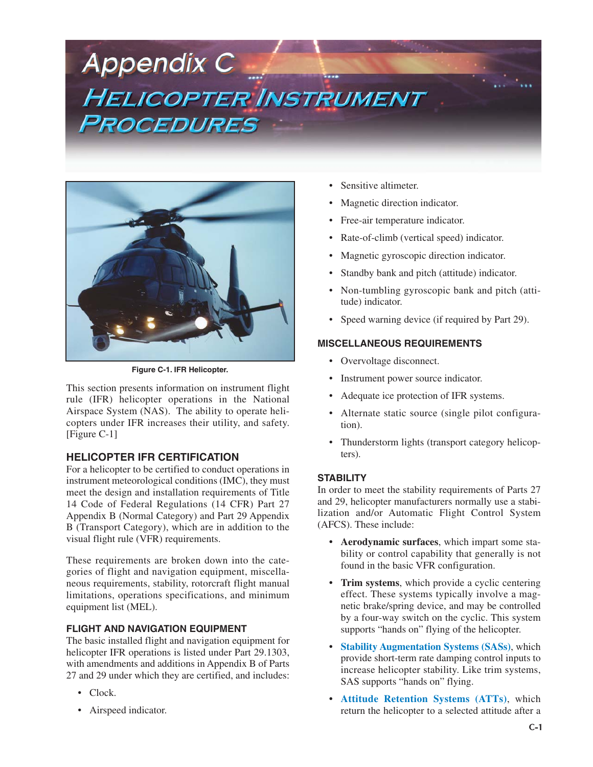# Appendix C

# Helicopter Instrument Procedures

Figure C-1. IFR Helicopter.

This section presents information on instrument flight rule (IFR) helicopter operations in the National Airspace System (NAS). The ability to operate helicopters under IFR increases their utility, and safety. [Figure C-1]

## HELICOPTER IFR CERTIFICATION

For a helicopter to be certified to conduct operations in instrument meteorological conditions (IMC), they must meet the design and installation requirements of Title 14 Code of Federal Regulations (14 CFR) Part 27 Appendix B (Normal Category) and Part 29 Appendix B (Transport Category), which are in addition to the visual flight rule (VFR) requirements.

These requirements are broken down into the categories of flight and navigation equipment, miscellaneous requirements, stability, rotorcraft flight manual limitations, operations specifications, and minimum equipment list (MEL).

### FLIGHT AND NAVIGATION EQUIPMENT

The basic installed flight and navigation equipment for helicopter IFR operations is listed under Part 29.1303, with amendments and additions in Appendix B of Parts 27 and 29 under which they are certified, and includes:

- Clock.
- Airspeed indicator.
- Sensitive altimeter.
- Magnetic direction indicator.
- Free-air temperature indicator.
- Rate-of-climb (vertical speed) indicator.
- Magnetic gyroscopic direction indicator.
- Standby bank and pitch (attitude) indicator.
- Non-tumbling gyroscopic bank and pitch (attitude) indicator.
- Speed warning device (if required by Part 29).

### MISCELLANEOUS REQUIREMENTS

- Overvoltage disconnect.
- Instrument power source indicator.
- Adequate ice protection of IFR systems.
- Alternate static source (single pilot configuration).
- Thunderstorm lights (transport category helicopters).

### STABILITY

In order to meet the stability requirements of Parts 27 and 29, helicopter manufacturers normally use a stabilization and/or Automatic Flight Control System (AFCS). These include:

- **Aerodynamic surfaces**, which impart some stability or control capability that generally is not found in the basic VFR configuration.
- **Trim systems**, which provide a cyclic centering effect. These systems typically involve a magnetic brake/spring device, and may be controlled by a four-way switch on the cyclic. This system supports "hands on" flying of the helicopter.
- **Stability Augmentation Systems (SASs)**, which provide short-term rate damping control inputs to increase helicopter stability. Like trim systems, SAS supports "hands on" flying.
- **Attitude Retention Systems (ATTs)**, which return the helicopter to a selected attitude after a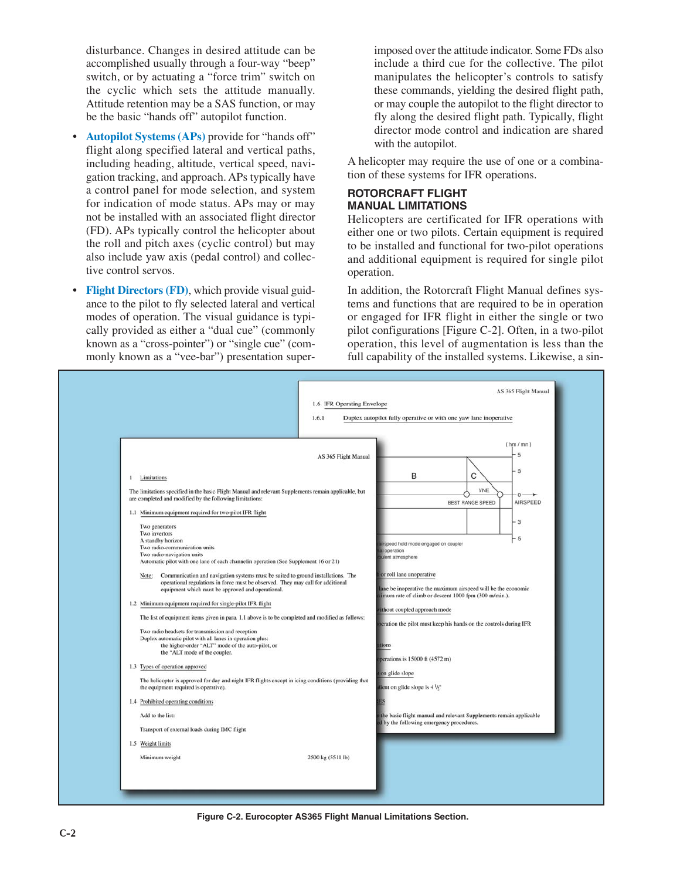disturbance. Changes in desired attitude can be accomplished usually through a four-way "beep" switch, or by actuating a "force trim" switch on the cyclic which sets the attitude manually. Attitude retention may be a SAS function, or may be the basic "hands off" autopilot function.

- **Autopilot Systems (APs)** provide for "hands off" flight along specified lateral and vertical paths, including heading, altitude, vertical speed, navigation tracking, and approach. APs typically have a control panel for mode selection, and system for indication of mode status. APs may or may not be installed with an associated flight director (FD). APs typically control the helicopter about the roll and pitch axes (cyclic control) but may also include yaw axis (pedal control) and collective control servos.

- **Flight Directors (FD)**, which provide visual guidance to the pilot to fly selected lateral and vertical modes of operation. The visual guidance is typically provided as either a "dual cue" (commonly known as a "cross-pointer") or "single cue" (commonly known as a "vee-bar") presentation superimposed over the attitude indicator. Some FDs also include a third cue for the collective. The pilot manipulates the helicopter's controls to satisfy these commands, yielding the desired flight path, or may couple the autopilot to the flight director to fly along the desired flight path. Typically, flight director mode control and indication are shared with the autopilot.

A helicopter may require the use of one or a combination of these systems for IFR operations.

## ROTORCRAFT FLIGHT MANUAL LIMITATIONS

Helicopters are certificated for IFR operations with either one or two pilots. Certain equipment is required to be installed and functional for two-pilot operations and additional equipment is required for single pilot operation.

In addition, the Rotorcraft Flight Manual defines systems and functions that are required to be in operation or engaged for IFR flight in either the single or two pilot configurations [Figure C-2]. Often, in a two-pilot operation, this level of augmentation is less than the full capability of the installed systems. Likewise, a sin-

AS 365 Flight Manual

1 Limitations

The limitations specified in the basic Flight Manual and relevant Supplements remain applicable, but are completed and modified by the following limitations:

1.1 Minimum equipment required for two-pilot IFR flight

Two generators
Two inverters
A standby horizon
Two radio-communication units
Two radio-navigation units
Automatic pilot with one lane of each channelin operation (See Supplement 16 or 21)

Note: Communication and navigation systems must be suited to ground installations. The operational regulations in force must be observed. They may call for additional equipment which must be approved and operational.

1.2 Minimum equipment required for single-pilot IFR flight

The list of equipment items given in para. 1.1 above is to be completed and modified as follows:

Two radio headsets for transmission and reception
Duplex automatic pilot with all lanes in operation plus:
the higher-order "ALT" mode of the auto-pilot, or
the "ALT mode of the coupler.

1.3 Types of operation approved

The helicopter is approved for day and night IFR flights except in icing conditions (providing that the equipment required is operative).

1.4 Prohibited operating conditions

Add to the list:

Transport of external loads during IMC flight

1.5 Weight limits

Minimum weight 2500 kg (5511 lb)

AS 365 Flight Manual

1.6 IFR Operating Envelope

1.6.1 Duplex autopilot fully operative or with one yaw lane inoperative

Figure C-2. Eurocopter AS365 Flight Manual Limitations Section.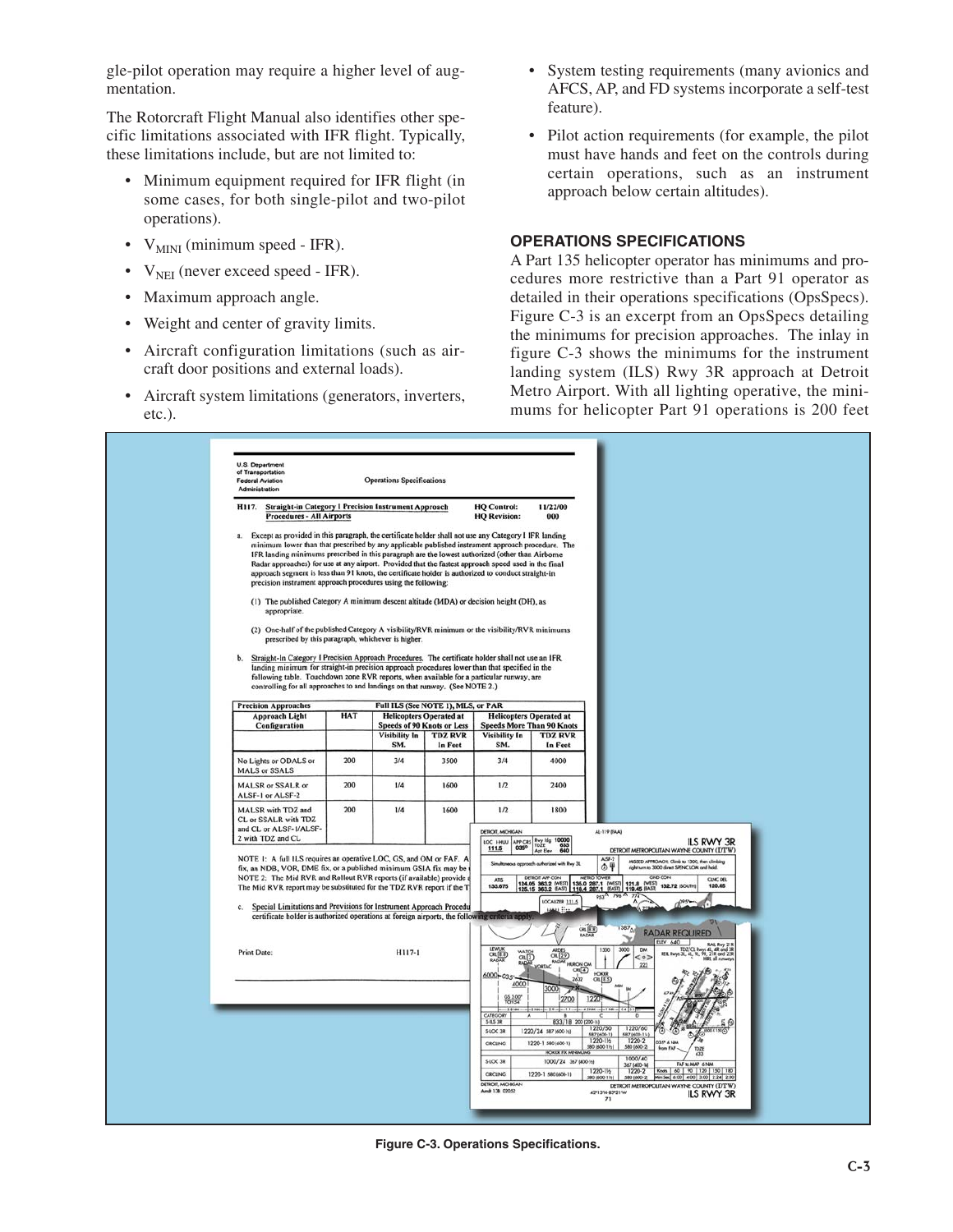gle-pilot operation may require a higher level of augmentation.

The Rotorcraft Flight Manual also identifies other specific limitations associated with IFR flight. Typically, these limitations include, but are not limited to:

- Minimum equipment required for IFR flight (in some cases, for both single-pilot and two-pilot operations).
- $V_{MINI}$ (minimum speed - IFR).
- $V_{NEI}$ (never exceed speed - IFR).
- Maximum approach angle.
- Weight and center of gravity limits.
- Aircraft configuration limitations (such as aircraft door positions and external loads).
- Aircraft system limitations (generators, inverters, etc.).
- System testing requirements (many avionics and AFCS, AP, and FD systems incorporate a self-test feature).
- Pilot action requirements (for example, the pilot must have hands and feet on the controls during certain operations, such as an instrument approach below certain altitudes).

### OPERATIONS SPECIFICATIONS

A Part 135 helicopter operator has minimums and procedures more restrictive than a Part 91 operator as detailed in their operations specifications (OpsSpecs). Figure C-3 is an excerpt from an OpsSpecs detailing the minimums for precision approaches. The inlay in figure C-3 shows the minimums for the instrument landing system (ILS) Rwy 3R approach at Detroit Metro Airport. With all lighting operative, the minimums for helicopter Part 91 operations is 200 feet

Figure C-3. Operations Specifications.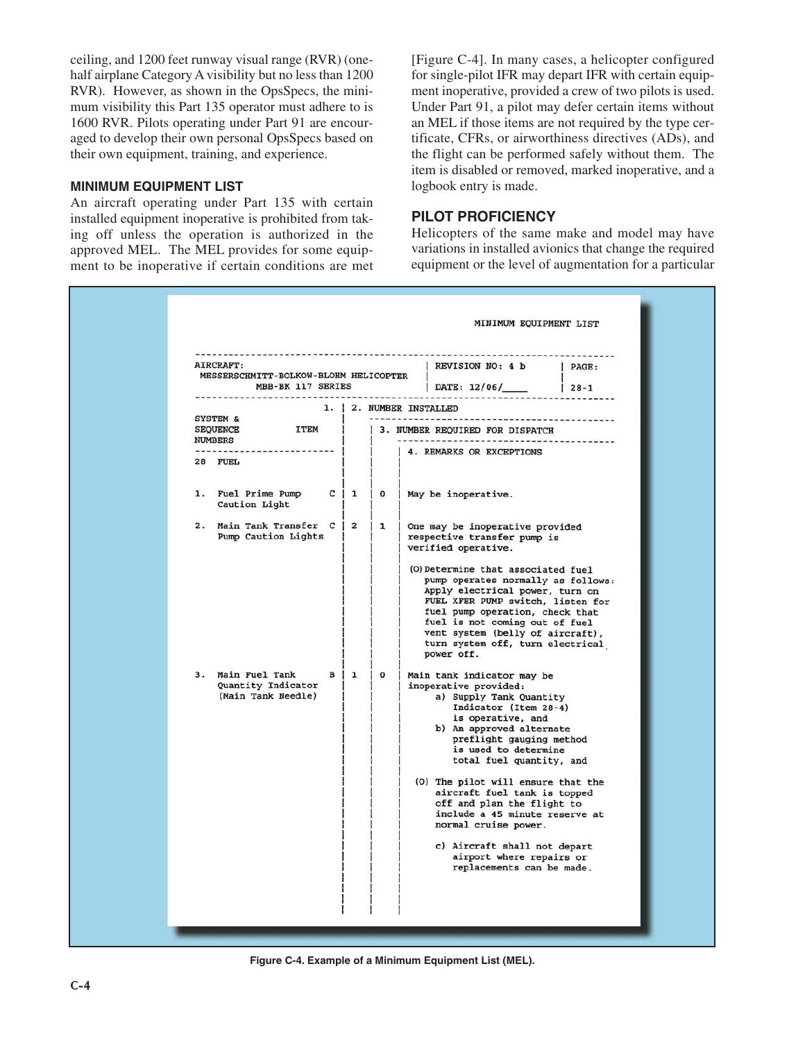ceiling, and 1200 feet runway visual range (RVR) (one-half airplane Category A visibility but no less than 1200 RVR). However, as shown in the OpsSpecs, the minimum visibility this Part 135 operator must adhere to is 1600 RVR. Pilots operating under Part 91 are encouraged to develop their own personal OpsSpecs based on their own equipment, training, and experience.

### MINIMUM EQUIPMENT LIST

An aircraft operating under Part 135 with certain installed equipment inoperative is prohibited from taking off unless the operation is authorized in the approved MEL. The MEL provides for some equipment to be inoperative if certain conditions are met [Figure C-4]. In many cases, a helicopter configured for single-pilot IFR may depart IFR with certain equipment inoperative, provided a crew of two pilots is used. Under Part 91, a pilot may defer certain items without an MEL if those items are not required by the type certificate, CFRs, or airworthiness directives (ADs), and the flight can be performed safely without them. The item is disabled or removed, marked inoperative, and a logbook entry is made.

## PILOT PROFICIENCY

Helicopters of the same make and model may have variations in installed avionics that change the required equipment or the level of augmentation for a particular

MINIMUM EQUIPMENT LIST

AIRCRAFT: MESSERSCHMITT-BOLKOW-BLOHM HELICOPTER MBB-BK 117 SERIES | REVISION NO: 4 b | DATE: 12/06/____ | PAGE: 28-1

| SYSTEM & SEQUENCE NUMBERS / ITEM | | 1. | 2. NUMBER INSTALLED | 3. NUMBER REQUIRED FOR DISPATCH | 4. REMARKS OR EXCEPTIONS |
|---|---|---|---|---|---|
| 28 FUEL | | | | | |
| 1. Fuel Prime Pump Caution Light | | C | 1 | 0 | May be inoperative. |
| 2. Main Tank Transfer Pump Caution Lights | | C | 2 | 1 | One may be inoperative provided respective transfer pump is verified operative.<br><br>(O) Determine that associated fuel pump operates normally as follows: Apply electrical power, turn on FUEL XFER PUMP switch, listen for fuel pump operation, check that fuel is not coming out of fuel vent system (belly of aircraft), turn system off, turn electrical power off. |
| 3. Main Fuel Tank Quantity Indicator (Main Tank Needle) | | B | 1 | 0 | Main tank indicator may be inoperative provided:<br>a) Supply Tank Quantity Indicator (Item 28-4) is operative, and<br>b) An approved alternate preflight gauging method is used to determine total fuel quantity, and<br><br>(O) The pilot will ensure that the aircraft fuel tank is topped off and plan the flight to include a 45 minute reserve at normal cruise power.<br><br>c) Aircraft shall not depart airport where repairs or replacements can be made. |

Figure C-4. Example of a Minimum Equipment List (MEL).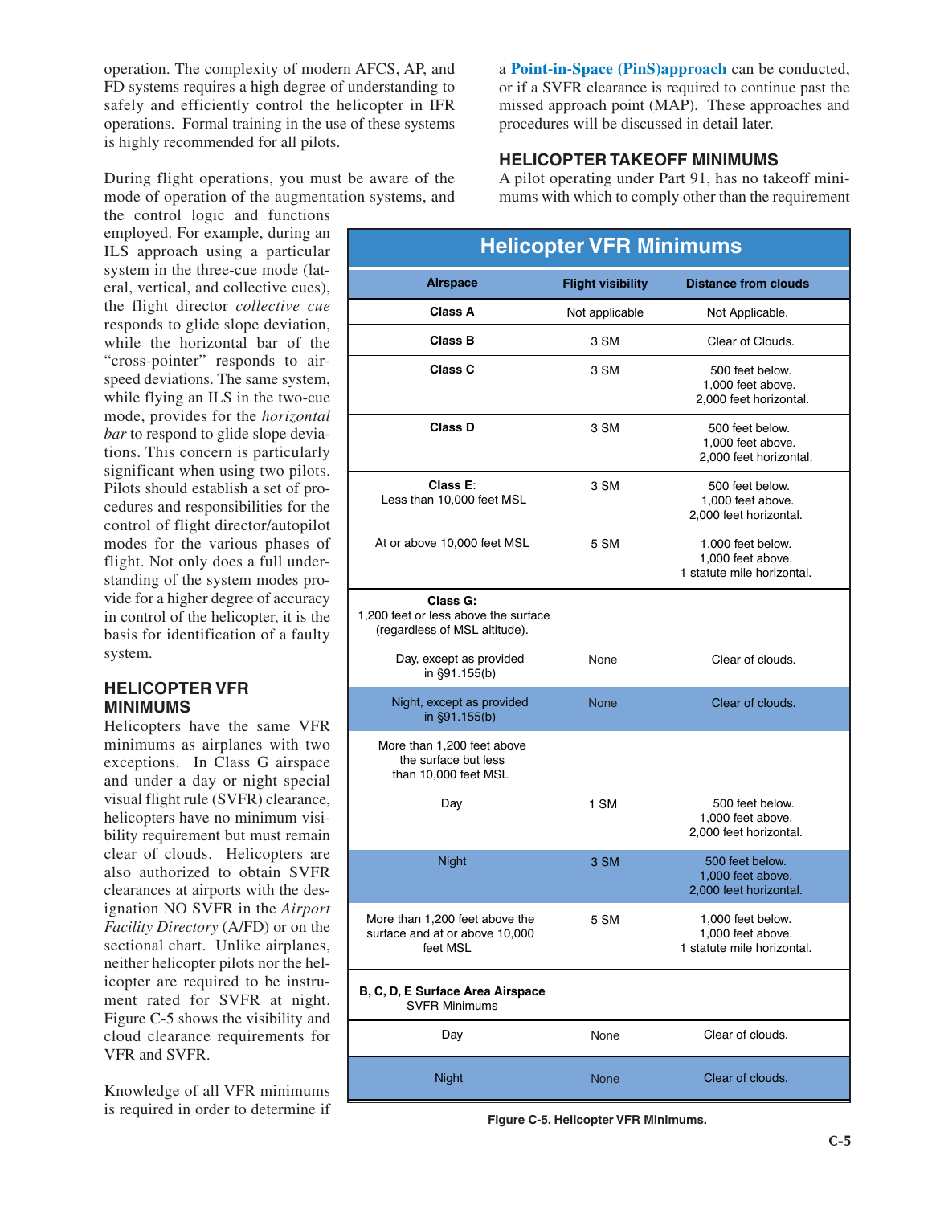operation. The complexity of modern AFCS, AP, and FD systems requires a high degree of understanding to safely and efficiently control the helicopter in IFR operations. Formal training in the use of these systems is highly recommended for all pilots.

During flight operations, you must be aware of the mode of operation of the augmentation systems, and the control logic and functions employed. For example, during an ILS approach using a particular system in the three-cue mode (lateral, vertical, and collective cues), the flight director *collective cue* responds to glide slope deviation, while the horizontal bar of the "cross-pointer" responds to airspeed deviations. The same system, while flying an ILS in the two-cue mode, provides for the *horizontal bar* to respond to glide slope deviations. This concern is particularly significant when using two pilots. Pilots should establish a set of procedures and responsibilities for the control of flight director/autopilot modes for the various phases of flight. Not only does a full understanding of the system modes provide for a higher degree of accuracy in control of the helicopter, it is the basis for identification of a faulty system.

## HELICOPTER VFR MINIMUMS

Helicopters have the same VFR minimums as airplanes with two exceptions. In Class G airspace and under a day or night special visual flight rule (SVFR) clearance, helicopters have no minimum visibility requirement but must remain clear of clouds. Helicopters are also authorized to obtain SVFR clearances at airports with the designation NO SVFR in the *Airport Facility Directory* (A/FD) or on the sectional chart. Unlike airplanes, neither helicopter pilots nor the helicopter are required to be instrument rated for SVFR at night. Figure C-5 shows the visibility and cloud clearance requirements for VFR and SVFR.

Knowledge of all VFR minimums is required in order to determine if a **Point-in-Space (PinS)approach** can be conducted, or if a SVFR clearance is required to continue past the missed approach point (MAP). These approaches and procedures will be discussed in detail later.

## HELICOPTER TAKEOFF MINIMUMS

A pilot operating under Part 91, has no takeoff minimums with which to comply other than the requirement

**Helicopter VFR Minimums**

| Airspace | Flight visibility | Distance from clouds |
|---|---|---|
| **Class A** | Not applicable | Not Applicable. |
| **Class B** | 3 SM | Clear of Clouds. |
| **Class C** | 3 SM | 500 feet below. 1,000 feet above. 2,000 feet horizontal. |
| **Class D** | 3 SM | 500 feet below. 1,000 feet above. 2,000 feet horizontal. |
| **Class E**: Less than 10,000 feet MSL | 3 SM | 500 feet below. 1,000 feet above. 2,000 feet horizontal. |
| At or above 10,000 feet MSL | 5 SM | 1,000 feet below. 1,000 feet above. 1 statute mile horizontal. |
| **Class G:** 1,200 feet or less above the surface (regardless of MSL altitude). | | |
| Day, except as provided in §91.155(b) | None | Clear of clouds. |
| Night, except as provided in §91.155(b) | None | Clear of clouds. |
| More than 1,200 feet above the surface but less than 10,000 feet MSL | | |
| Day | 1 SM | 500 feet below. 1,000 feet above. 2,000 feet horizontal. |
| Night | 3 SM | 500 feet below. 1,000 feet above. 2,000 feet horizontal. |
| More than 1,200 feet above the surface and at or above 10,000 feet MSL | 5 SM | 1,000 feet below. 1,000 feet above. 1 statute mile horizontal. |
| **B, C, D, E Surface Area Airspace** SVFR Minimums | | |
| Day | None | Clear of clouds. |
| Night | None | Clear of clouds. |

**Figure C-5. Helicopter VFR Minimums.**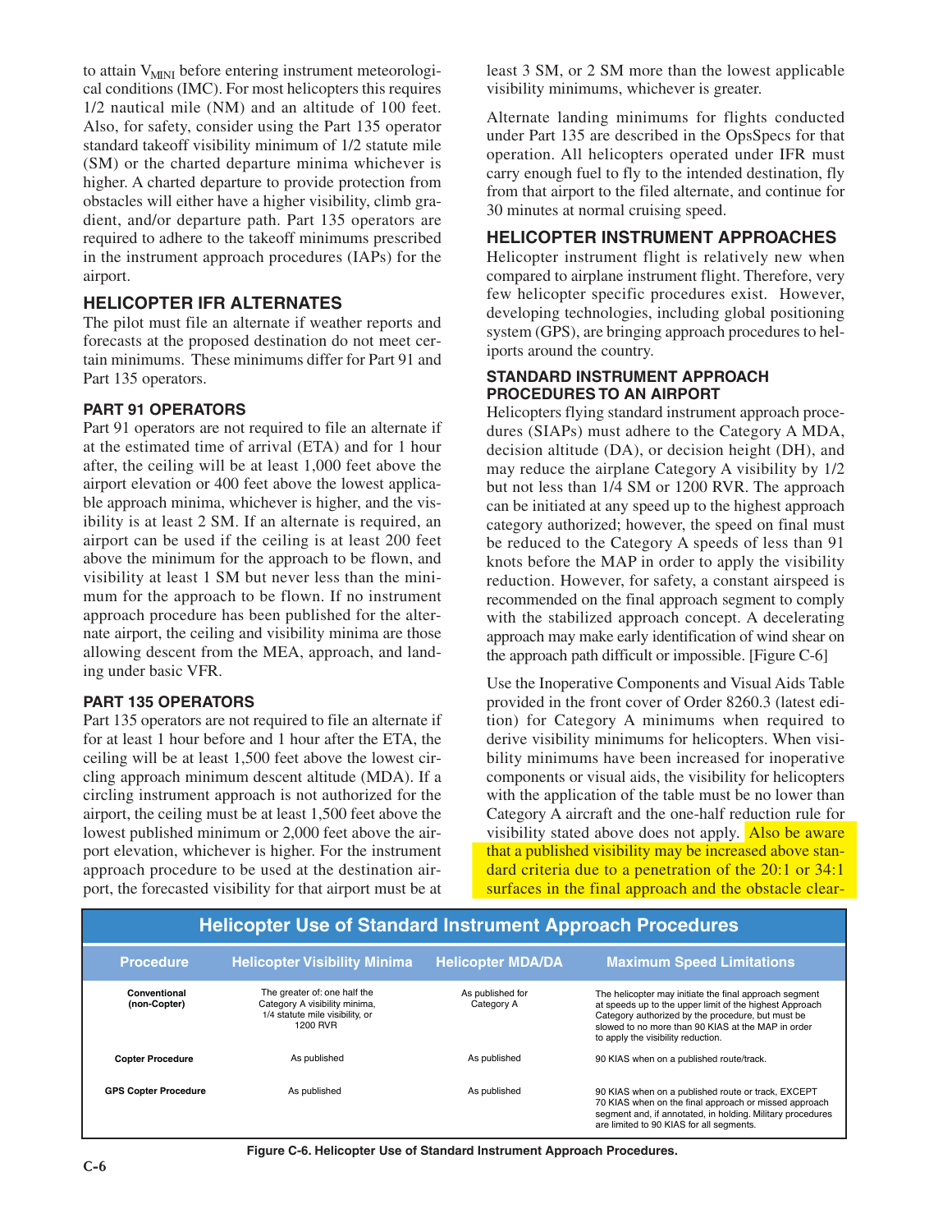to attain $V_{MINI}$ before entering instrument meteorological conditions (IMC). For most helicopters this requires 1/2 nautical mile (NM) and an altitude of 100 feet. Also, for safety, consider using the Part 135 operator standard takeoff visibility minimum of 1/2 statute mile (SM) or the charted departure minima whichever is higher. A charted departure to provide protection from obstacles will either have a higher visibility, climb gradient, and/or departure path. Part 135 operators are required to adhere to the takeoff minimums prescribed in the instrument approach procedures (IAPs) for the airport.

## HELICOPTER IFR ALTERNATES

The pilot must file an alternate if weather reports and forecasts at the proposed destination do not meet certain minimums. These minimums differ for Part 91 and Part 135 operators.

### PART 91 OPERATORS

Part 91 operators are not required to file an alternate if at the estimated time of arrival (ETA) and for 1 hour after, the ceiling will be at least 1,000 feet above the airport elevation or 400 feet above the lowest applicable approach minima, whichever is higher, and the visibility is at least 2 SM. If an alternate is required, an airport can be used if the ceiling is at least 200 feet above the minimum for the approach to be flown, and visibility at least 1 SM but never less than the minimum for the approach to be flown. If no instrument approach procedure has been published for the alternate airport, the ceiling and visibility minima are those allowing descent from the MEA, approach, and landing under basic VFR.

### PART 135 OPERATORS

Part 135 operators are not required to file an alternate if for at least 1 hour before and 1 hour after the ETA, the ceiling will be at least 1,500 feet above the lowest circling approach minimum descent altitude (MDA). If a circling instrument approach is not authorized for the airport, the ceiling must be at least 1,500 feet above the lowest published minimum or 2,000 feet above the airport elevation, whichever is higher. For the instrument approach procedure to be used at the destination airport, the forecasted visibility for that airport must be at least 3 SM, or 2 SM more than the lowest applicable visibility minimums, whichever is greater.

Alternate landing minimums for flights conducted under Part 135 are described in the OpsSpecs for that operation. All helicopters operated under IFR must carry enough fuel to fly to the intended destination, fly from that airport to the filed alternate, and continue for 30 minutes at normal cruising speed.

## HELICOPTER INSTRUMENT APPROACHES

Helicopter instrument flight is relatively new when compared to airplane instrument flight. Therefore, very few helicopter specific procedures exist. However, developing technologies, including global positioning system (GPS), are bringing approach procedures to heliports around the country.

### STANDARD INSTRUMENT APPROACH PROCEDURES TO AN AIRPORT

Helicopters flying standard instrument approach procedures (SIAPs) must adhere to the Category A MDA, decision altitude (DA), or decision height (DH), and may reduce the airplane Category A visibility by 1/2 but not less than 1/4 SM or 1200 RVR. The approach can be initiated at any speed up to the highest approach category authorized; however, the speed on final must be reduced to the Category A speeds of less than 91 knots before the MAP in order to apply the visibility reduction. However, for safety, a constant airspeed is recommended on the final approach segment to comply with the stabilized approach concept. A decelerating approach may make early identification of wind shear on the approach path difficult or impossible. [Figure C-6]

Use the Inoperative Components and Visual Aids Table provided in the front cover of Order 8260.3 (latest edition) for Category A minimums when required to derive visibility minimums for helicopters. When visibility minimums have been increased for inoperative components or visual aids, the visibility for helicopters with the application of the table must be no lower than Category A aircraft and the one-half reduction rule for visibility stated above does not apply. Also be aware that a published visibility may be increased above standard criteria due to a penetration of the 20:1 or 34:1 surfaces in the final approach and the obstacle clear-

**Helicopter Use of Standard Instrument Approach Procedures**

| Procedure | Helicopter Visibility Minima | Helicopter MDA/DA | Maximum Speed Limitations |
|---|---|---|---|
| Conventional (non-Copter) | The greater of: one half the Category A visibility minima, 1/4 statute mile visibility, or 1200 RVR | As published for Category A | The helicopter may initiate the final approach segment at speeds up to the upper limit of the highest Approach Category authorized by the procedure, but must be slowed to no more than 90 KIAS at the MAP in order to apply the visibility reduction. |
| Copter Procedure | As published | As published | 90 KIAS when on a published route/track. |
| GPS Copter Procedure | As published | As published | 90 KIAS when on a published route or track, EXCEPT 70 KIAS when on the final approach or missed approach segment and, if annotated, in holding. Military procedures are limited to 90 KIAS for all segments. |

**Figure C-6. Helicopter Use of Standard Instrument Approach Procedures.**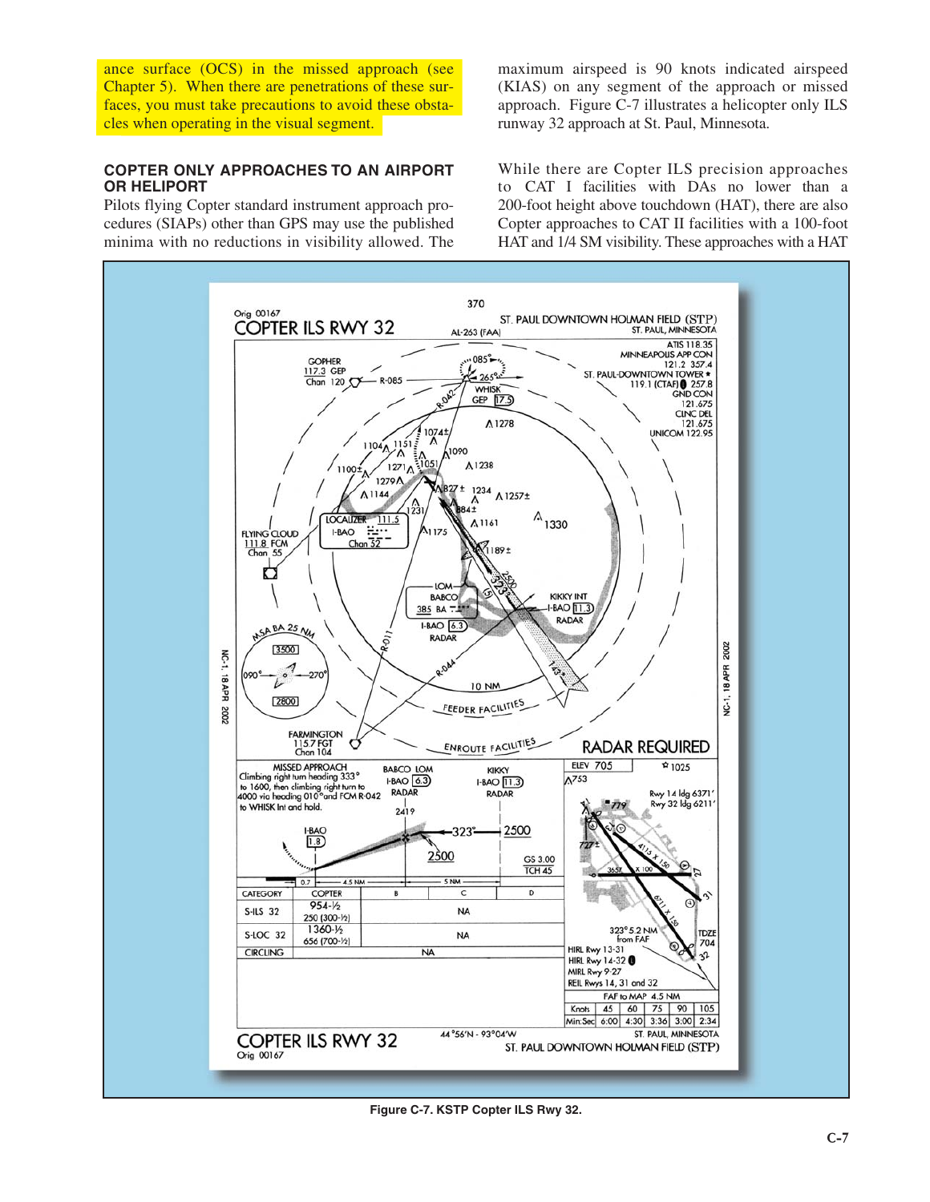ance surface (OCS) in the missed approach (see Chapter 5). When there are penetrations of these surfaces, you must take precautions to avoid these obstacles when operating in the visual segment.

### COPTER ONLY APPROACHES TO AN AIRPORT OR HELIPORT

Pilots flying Copter standard instrument approach procedures (SIAPs) other than GPS may use the published minima with no reductions in visibility allowed. The maximum airspeed is 90 knots indicated airspeed (KIAS) on any segment of the approach or missed approach. Figure C-7 illustrates a helicopter only ILS runway 32 approach at St. Paul, Minnesota.

While there are Copter ILS precision approaches to CAT I facilities with DAs no lower than a 200-foot height above touchdown (HAT), there are also Copter approaches to CAT II facilities with a 100-foot HAT and 1/4 SM visibility. These approaches with a HAT

**Figure C-7. KSTP Copter ILS Rwy 32.**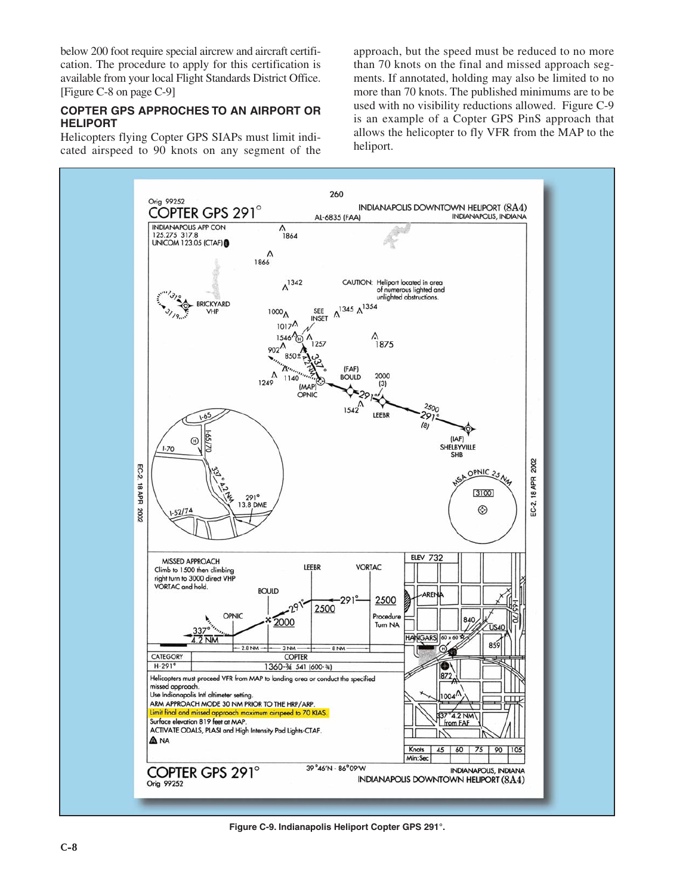below 200 foot require special aircrew and aircraft certification. The procedure to apply for this certification is available from your local Flight Standards District Office. [Figure C-8 on page C-9]

### COPTER GPS APPROCHES TO AN AIRPORT OR HELIPORT

Helicopters flying Copter GPS SIAPs must limit indicated airspeed to 90 knots on any segment of the approach, but the speed must be reduced to no more than 70 knots on the final and missed approach segments. If annotated, holding may also be limited to no more than 70 knots. The published minimums are to be used with no visibility reductions allowed. Figure C-9 is an example of a Copter GPS PinS approach that allows the helicopter to fly VFR from the MAP to the heliport.

**Figure C-9. Indianapolis Heliport Copter GPS 291°.**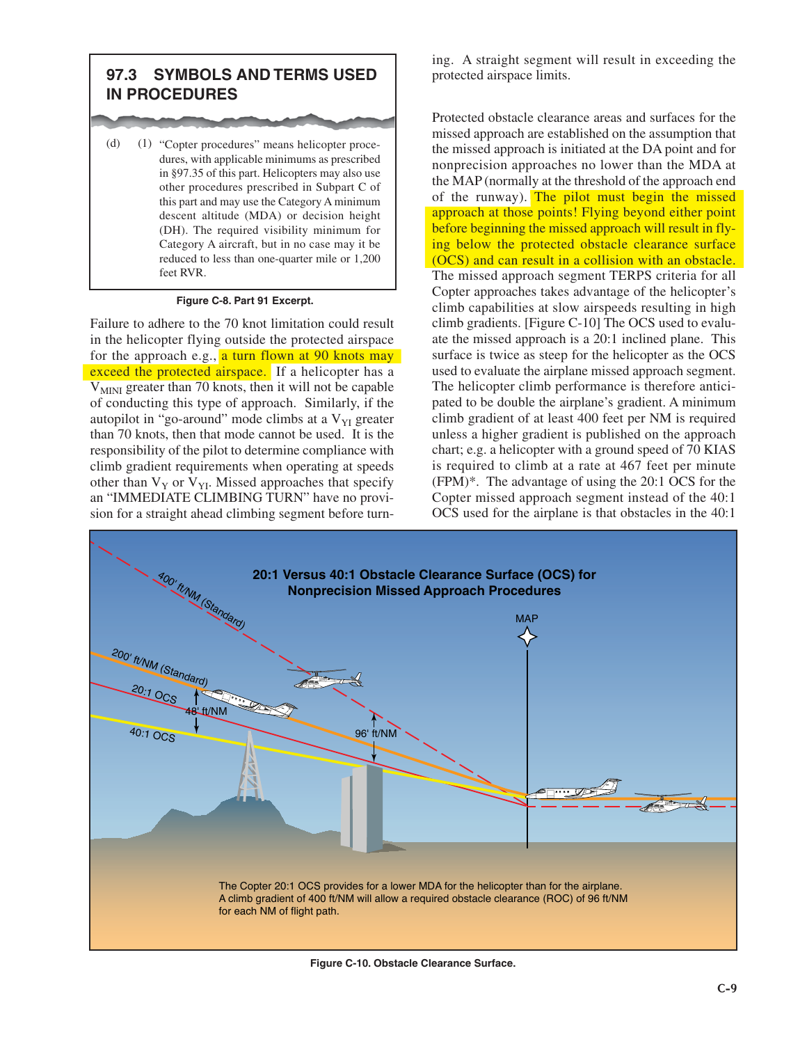### 97.3 SYMBOLS AND TERMS USED IN PROCEDURES

(d) (1) "Copter procedures" means helicopter procedures, with applicable minimums as prescribed in §97.35 of this part. Helicopters may also use other procedures prescribed in Subpart C of this part and may use the Category A minimum descent altitude (MDA) or decision height (DH). The required visibility minimum for Category A aircraft, but in no case may it be reduced to less than one-quarter mile or 1,200 feet RVR.

**Figure C-8. Part 91 Excerpt.**

Failure to adhere to the 70 knot limitation could result in the helicopter flying outside the protected airspace for the approach e.g., a turn flown at 90 knots may exceed the protected airspace. If a helicopter has a $V_{MINI}$ greater than 70 knots, then it will not be capable of conducting this type of approach. Similarly, if the autopilot in "go-around" mode climbs at a $V_{YI}$ greater than 70 knots, then that mode cannot be used. It is the responsibility of the pilot to determine compliance with climb gradient requirements when operating at speeds other than $V_Y$ or $V_{YI}$. Missed approaches that specify an "IMMEDIATE CLIMBING TURN" have no provision for a straight ahead climbing segment before turning. A straight segment will result in exceeding the protected airspace limits.

Protected obstacle clearance areas and surfaces for the missed approach are established on the assumption that the missed approach is initiated at the DA point and for nonprecision approaches no lower than the MDA at the MAP (normally at the threshold of the approach end of the runway). The pilot must begin the missed approach at those points! Flying beyond either point before beginning the missed approach will result in flying below the protected obstacle clearance surface (OCS) and can result in a collision with an obstacle. The missed approach segment TERPS criteria for all Copter approaches takes advantage of the helicopter's climb capabilities at slow airspeeds resulting in high climb gradients. [Figure C-10] The OCS used to evaluate the missed approach is a 20:1 inclined plane. This surface is twice as steep for the helicopter as the OCS used to evaluate the airplane missed approach segment. The helicopter climb performance is therefore anticipated to be double the airplane's gradient. A minimum climb gradient of at least 400 feet per NM is required unless a higher gradient is published on the approach chart; e.g. a helicopter with a ground speed of 70 KIAS is required to climb at a rate at 467 feet per minute (FPM)*. The advantage of using the 20:1 OCS for the Copter missed approach segment instead of the 40:1 OCS used for the airplane is that obstacles in the 40:1

**Figure C-10. Obstacle Clearance Surface.**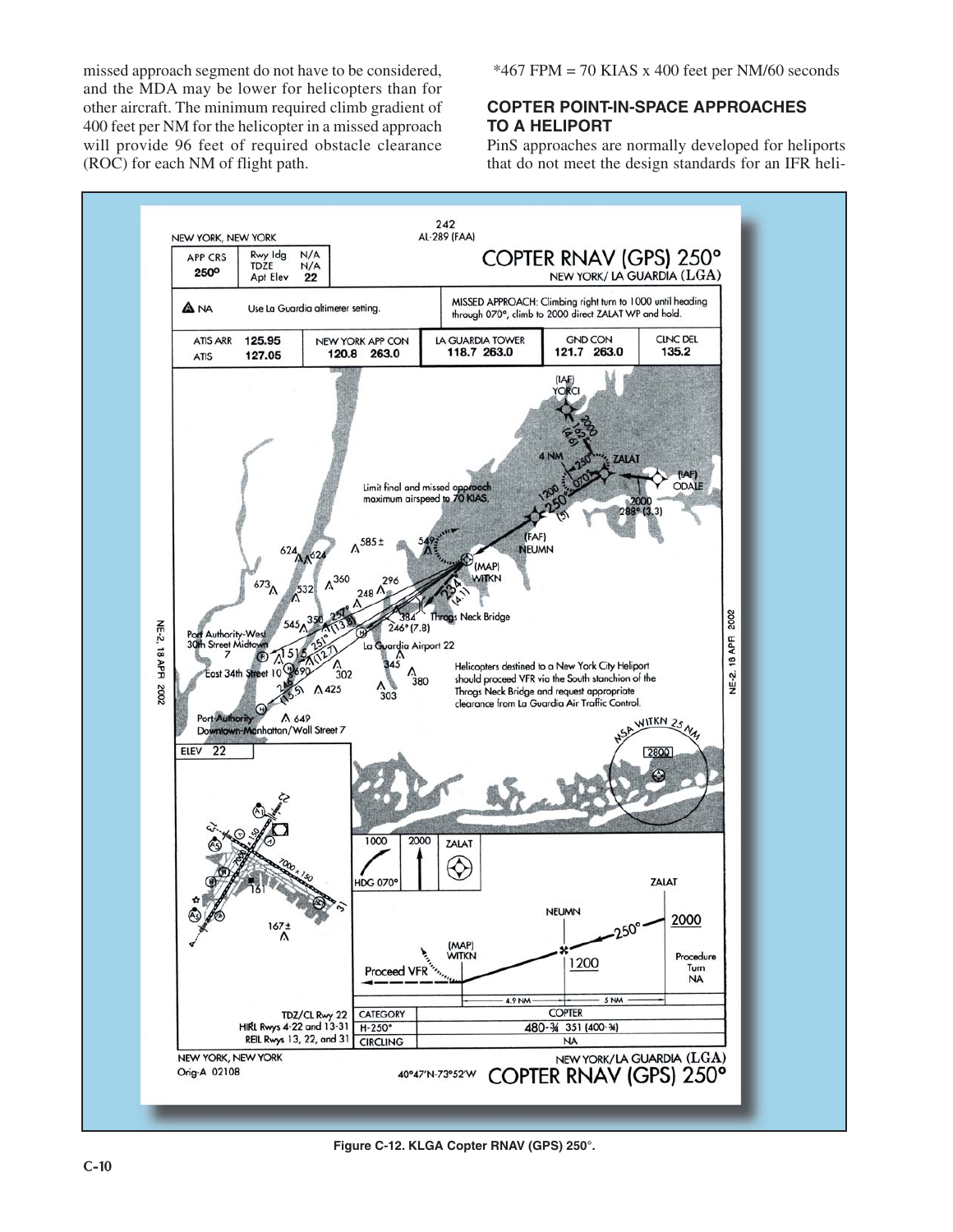missed approach segment do not have to be considered, and the MDA may be lower for helicopters than for other aircraft. The minimum required climb gradient of 400 feet per NM for the helicopter in a missed approach will provide 96 feet of required obstacle clearance (ROC) for each NM of flight path.

*467 FPM = 70 KIAS x 400 feet per NM/60 seconds

## COPTER POINT-IN-SPACE APPROACHES TO A HELIPORT

PinS approaches are normally developed for heliports that do not meet the design standards for an IFR heli-

**Figure C-12. KLGA Copter RNAV (GPS) 250°.**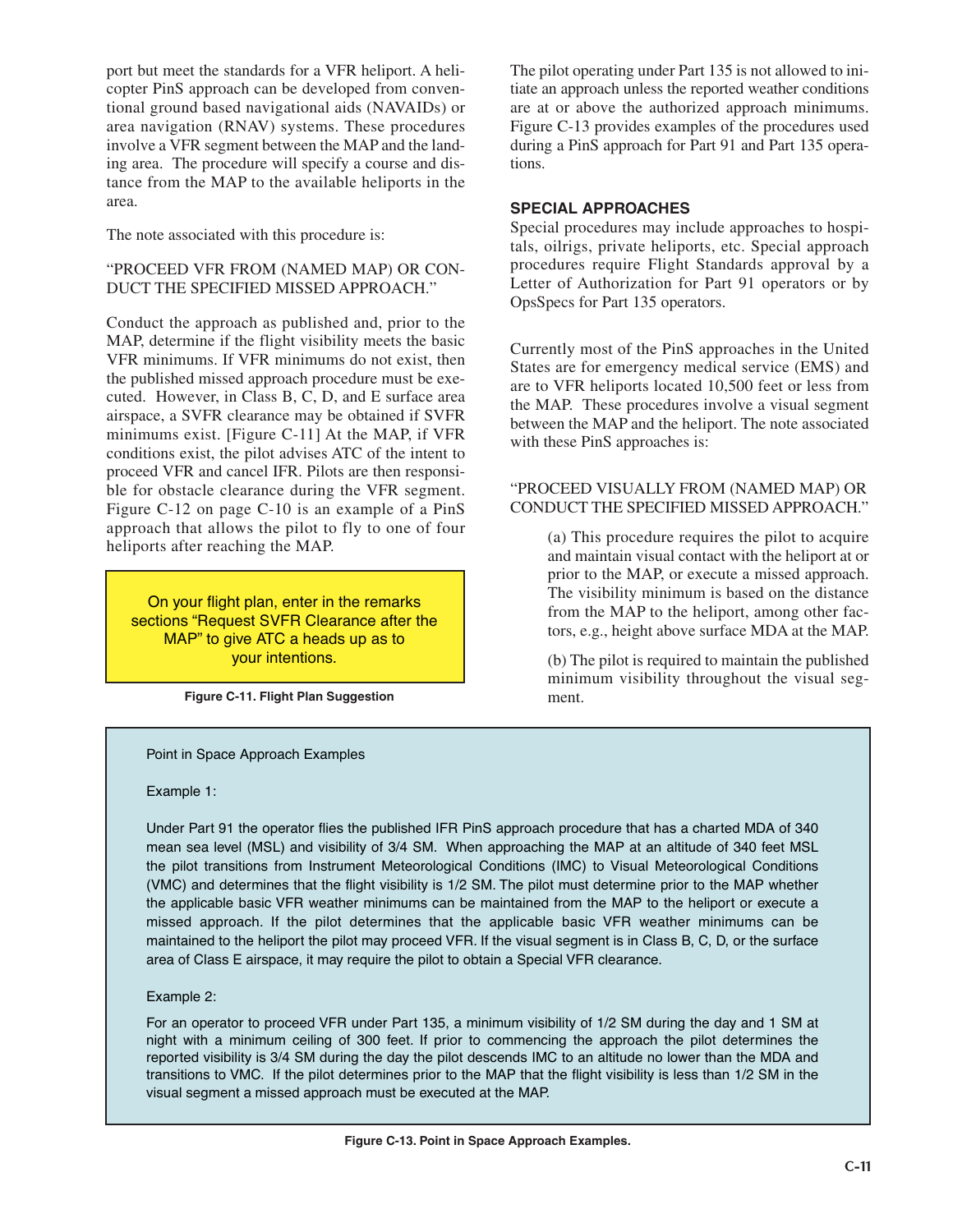port but meet the standards for a VFR heliport. A helicopter PinS approach can be developed from conventional ground based navigational aids (NAVAIDs) or area navigation (RNAV) systems. These procedures involve a VFR segment between the MAP and the landing area. The procedure will specify a course and distance from the MAP to the available heliports in the area.

The note associated with this procedure is:

"PROCEED VFR FROM (NAMED MAP) OR CONDUCT THE SPECIFIED MISSED APPROACH."

Conduct the approach as published and, prior to the MAP, determine if the flight visibility meets the basic VFR minimums. If VFR minimums do not exist, then the published missed approach procedure must be executed. However, in Class B, C, D, and E surface area airspace, a SVFR clearance may be obtained if SVFR minimums exist. [Figure C-11] At the MAP, if VFR conditions exist, the pilot advises ATC of the intent to proceed VFR and cancel IFR. Pilots are then responsible for obstacle clearance during the VFR segment. Figure C-12 on page C-10 is an example of a PinS approach that allows the pilot to fly to one of four heliports after reaching the MAP.

On your flight plan, enter in the remarks sections "Request SVFR Clearance after the MAP" to give ATC a heads up as to your intentions.

**Figure C-11. Flight Plan Suggestion**

The pilot operating under Part 135 is not allowed to initiate an approach unless the reported weather conditions are at or above the authorized approach minimums. Figure C-13 provides examples of the procedures used during a PinS approach for Part 91 and Part 135 operations.

## SPECIAL APPROACHES

Special procedures may include approaches to hospitals, oilrigs, private heliports, etc. Special approach procedures require Flight Standards approval by a Letter of Authorization for Part 91 operators or by OpsSpecs for Part 135 operators.

Currently most of the PinS approaches in the United States are for emergency medical service (EMS) and are to VFR heliports located 10,500 feet or less from the MAP. These procedures involve a visual segment between the MAP and the heliport. The note associated with these PinS approaches is:

"PROCEED VISUALLY FROM (NAMED MAP) OR CONDUCT THE SPECIFIED MISSED APPROACH."

(a) This procedure requires the pilot to acquire and maintain visual contact with the heliport at or prior to the MAP, or execute a missed approach. The visibility minimum is based on the distance from the MAP to the heliport, among other factors, e.g., height above surface MDA at the MAP.

(b) The pilot is required to maintain the published minimum visibility throughout the visual segment.

Point in Space Approach Examples

Example 1:

Under Part 91 the operator flies the published IFR PinS approach procedure that has a charted MDA of 340 mean sea level (MSL) and visibility of 3/4 SM. When approaching the MAP at an altitude of 340 feet MSL the pilot transitions from Instrument Meteorological Conditions (IMC) to Visual Meteorological Conditions (VMC) and determines that the flight visibility is 1/2 SM. The pilot must determine prior to the MAP whether the applicable basic VFR weather minimums can be maintained from the MAP to the heliport or execute a missed approach. If the pilot determines that the applicable basic VFR weather minimums can be maintained to the heliport the pilot may proceed VFR. If the visual segment is in Class B, C, D, or the surface area of Class E airspace, it may require the pilot to obtain a Special VFR clearance.

Example 2:

For an operator to proceed VFR under Part 135, a minimum visibility of 1/2 SM during the day and 1 SM at night with a minimum ceiling of 300 feet. If prior to commencing the approach the pilot determines the reported visibility is 3/4 SM during the day the pilot descends IMC to an altitude no lower than the MDA and transitions to VMC. If the pilot determines prior to the MAP that the flight visibility is less than 1/2 SM in the visual segment a missed approach must be executed at the MAP.

**Figure C-13. Point in Space Approach Examples.**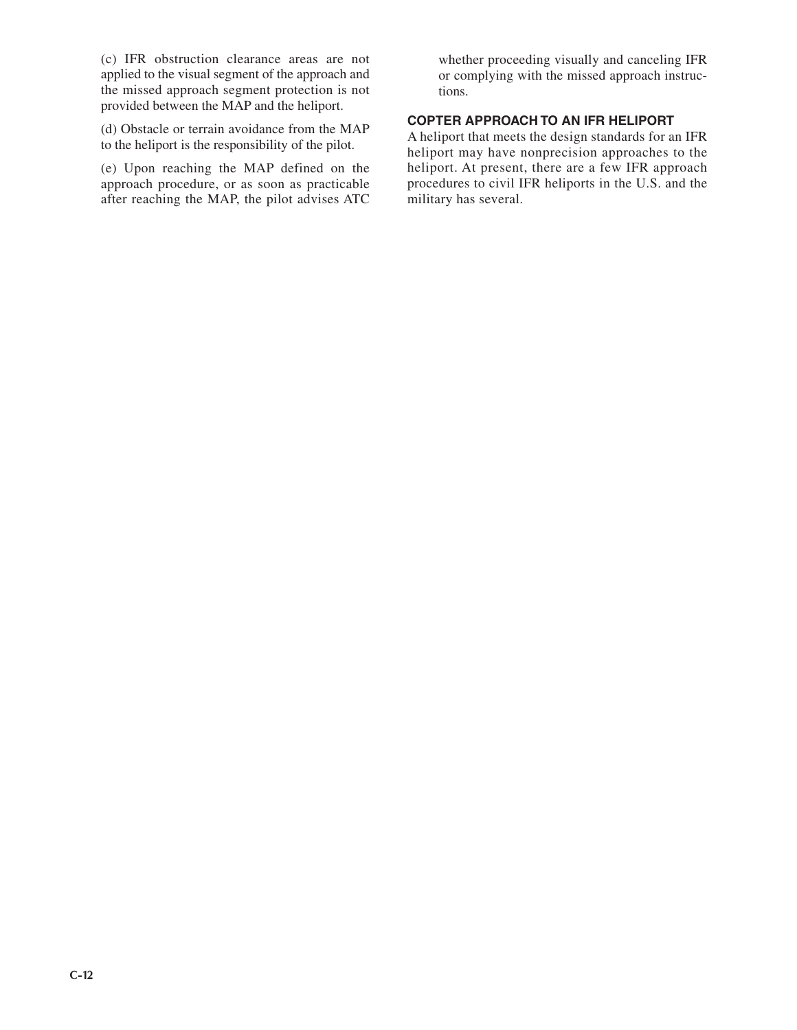(c) IFR obstruction clearance areas are not applied to the visual segment of the approach and the missed approach segment protection is not provided between the MAP and the heliport.

(d) Obstacle or terrain avoidance from the MAP to the heliport is the responsibility of the pilot.

(e) Upon reaching the MAP defined on the approach procedure, or as soon as practicable after reaching the MAP, the pilot advises ATC whether proceeding visually and canceling IFR or complying with the missed approach instructions.

### COPTER APPROACH TO AN IFR HELIPORT

A heliport that meets the design standards for an IFR heliport may have nonprecision approaches to the heliport. At present, there are a few IFR approach procedures to civil IFR heliports in the U.S. and the military has several.